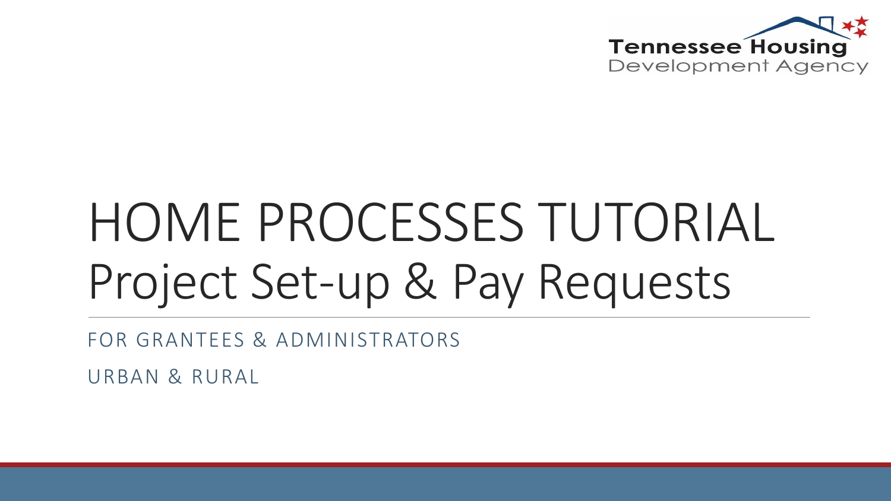Tennessee Housing Development Agency

# HOME PROCESSES TUTORIAL
## Project Set-up & Pay Requests

FOR GRANTEES & ADMINISTRATORS

URBAN & RURAL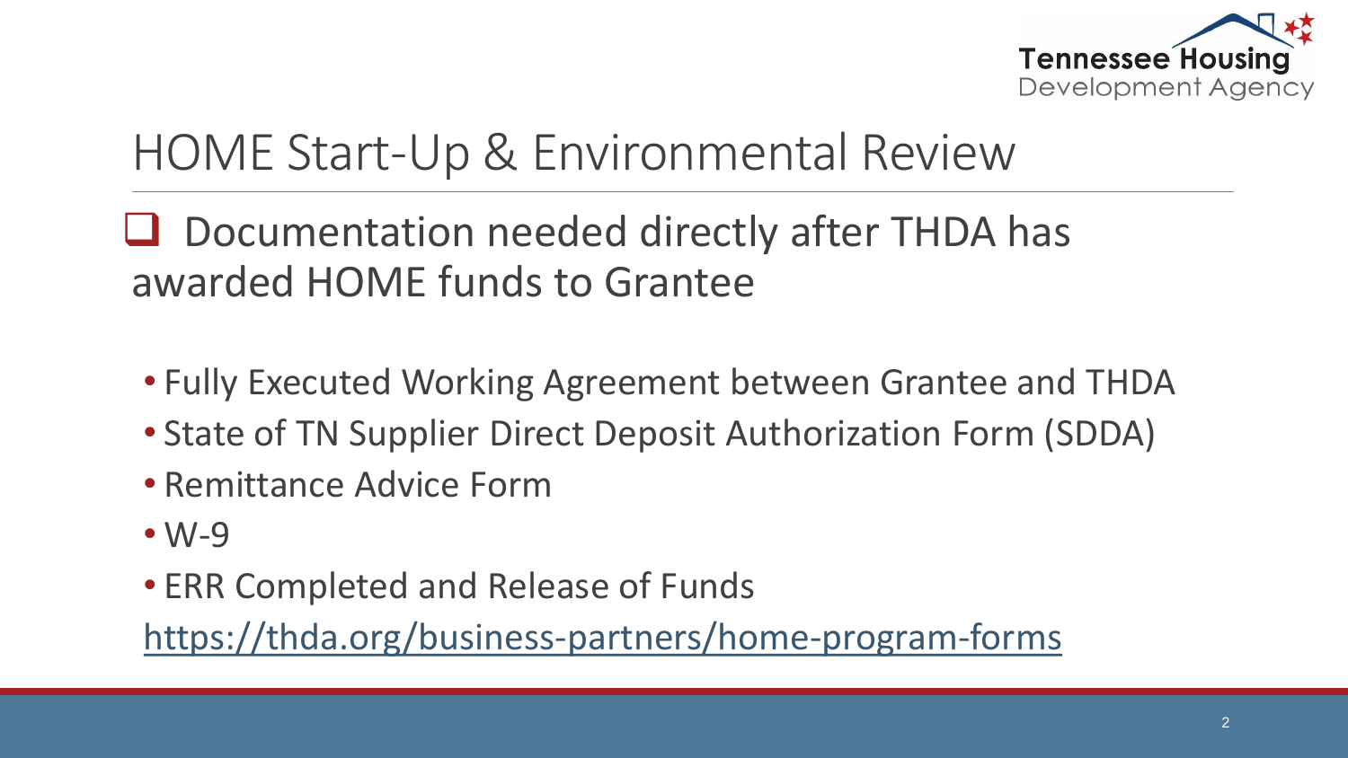# HOME Start-Up & Environmental Review

- [ ] Documentation needed directly after THDA has awarded HOME funds to Grantee

- Fully Executed Working Agreement between Grantee and THDA
- State of TN Supplier Direct Deposit Authorization Form (SDDA)
- Remittance Advice Form
- W-9
- ERR Completed and Release of Funds

https://thda.org/business-partners/home-program-forms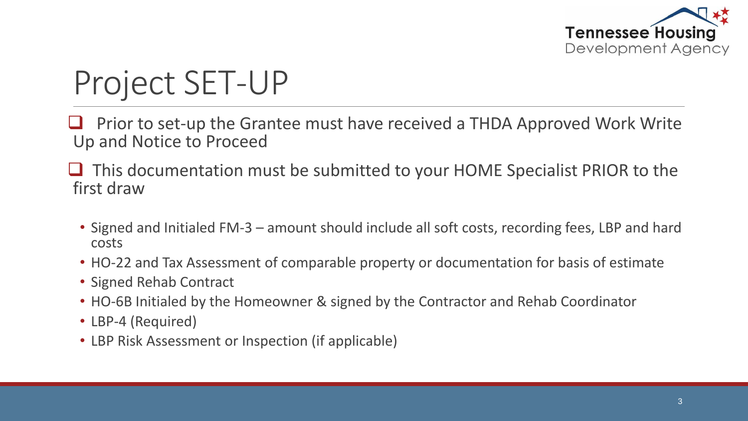# Project SET-UP

- Prior to set-up the Grantee must have received a THDA Approved Work Write Up and Notice to Proceed

- This documentation must be submitted to your HOME Specialist PRIOR to the first draw

  - Signed and Initialed FM-3 – amount should include all soft costs, recording fees, LBP and hard costs
  - HO-22 and Tax Assessment of comparable property or documentation for basis of estimate
  - Signed Rehab Contract
  - HO-6B Initialed by the Homeowner & signed by the Contractor and Rehab Coordinator
  - LBP-4 (Required)
  - LBP Risk Assessment or Inspection (if applicable)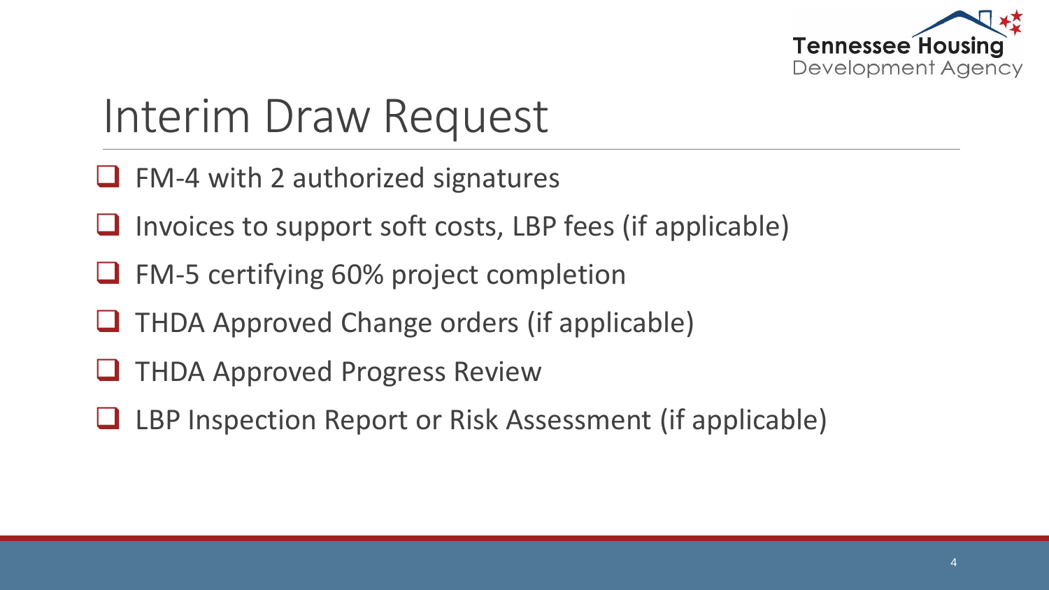# Interim Draw Request

- [ ] FM-4 with 2 authorized signatures
- [ ] Invoices to support soft costs, LBP fees (if applicable)
- [ ] FM-5 certifying 60% project completion
- [ ] THDA Approved Change orders (if applicable)
- [ ] THDA Approved Progress Review
- [ ] LBP Inspection Report or Risk Assessment (if applicable)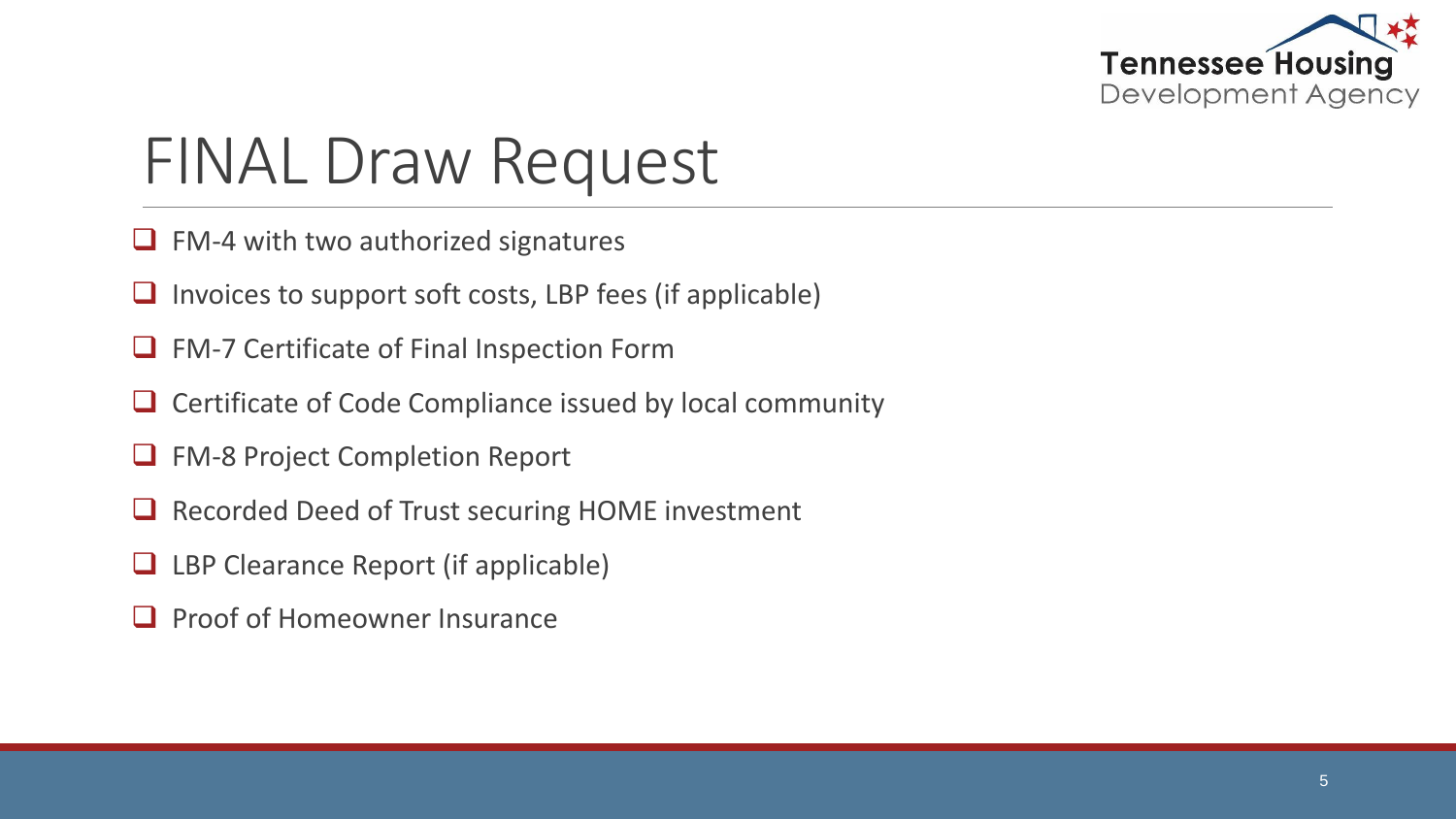# FINAL Draw Request

- FM-4 with two authorized signatures
- Invoices to support soft costs, LBP fees (if applicable)
- FM-7 Certificate of Final Inspection Form
- Certificate of Code Compliance issued by local community
- FM-8 Project Completion Report
- Recorded Deed of Trust securing HOME investment
- LBP Clearance Report (if applicable)
- Proof of Homeowner Insurance